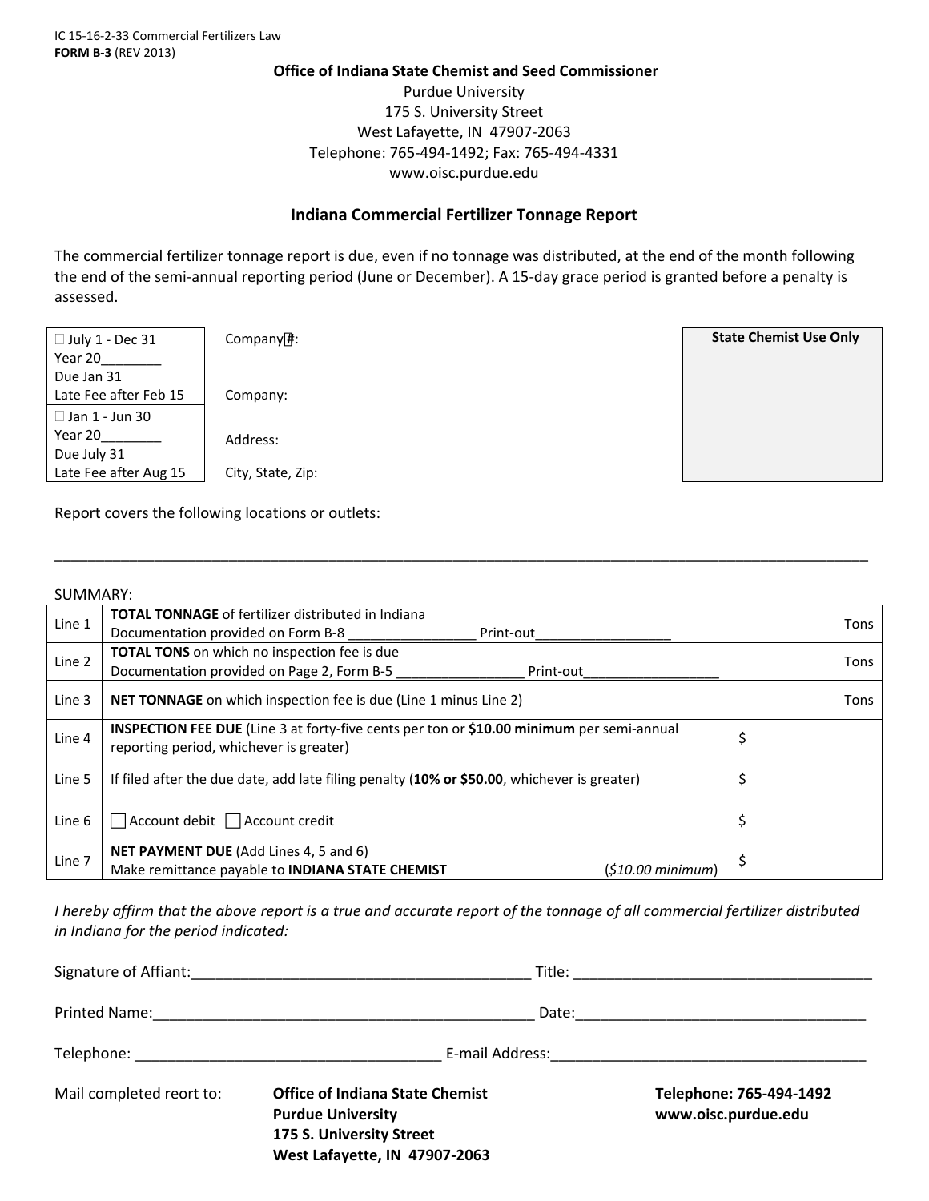IC 15-16-2-33 Commercial Fertilizers Law
**FORM B-3** (REV 2013)

**Office of Indiana State Chemist and Seed Commissioner**
Purdue University
175 S. University Street
West Lafayette, IN 47907-2063
Telephone: 765-494-1492; Fax: 765-494-4331
www.oisc.purdue.edu

### Indiana Commercial Fertilizer Tonnage Report

The commercial fertilizer tonnage report is due, even if no tonnage was distributed, at the end of the month following the end of the semi-annual reporting period (June or December). A 15-day grace period is granted before a penalty is assessed.

| Period | Company Information | State Chemist Use Only |
|---|---|---|
| ☐ July 1 - Dec 31<br>Year 20________<br>Due Jan 31<br>Late Fee after Feb 15 | Company #:<br><br>Company: | |
| ☐ Jan 1 - Jun 30<br>Year 20________<br>Due July 31<br>Late Fee after Aug 15 | Address:<br><br>City, State, Zip: | |

Report covers the following locations or outlets:

____________________________________________________________________________________________

SUMMARY:

| Line | Description | Amount |
|---|---|---|
| Line 1 | **TOTAL TONNAGE** of fertilizer distributed in Indiana<br>Documentation provided on Form B-8 ________________ Print-out__________________ | Tons |
| Line 2 | **TOTAL TONS** on which no inspection fee is due<br>Documentation provided on Page 2, Form B-5 ________________ Print-out__________________ | Tons |
| Line 3 | **NET TONNAGE** on which inspection fee is due (Line 1 minus Line 2) | Tons |
| Line 4 | **INSPECTION FEE DUE** (Line 3 at forty-five cents per ton or **$10.00 minimum** per semi-annual reporting period, whichever is greater) | $ |
| Line 5 | If filed after the due date, add late filing penalty (**10% or $50.00**, whichever is greater) | $ |
| Line 6 | ☐ Account debit ☐ Account credit | $ |
| Line 7 | **NET PAYMENT DUE** (Add Lines 4, 5 and 6)<br>Make remittance payable to **INDIANA STATE CHEMIST** *($10.00 minimum)* | $ |

*I hereby affirm that the above report is a true and accurate report of the tonnage of all commercial fertilizer distributed in Indiana for the period indicated:*

Signature of Affiant:_________________________________________ Title: ____________________________________

Printed Name:_______________________________________________ Date:____________________________________

Telephone: ______________________________________ E-mail Address:_________________________________________

Mail completed reort to:

**Office of Indiana State Chemist**
**Purdue University**
**175 S. University Street**
**West Lafayette, IN 47907-2063**

**Telephone: 765-494-1492**
**www.oisc.purdue.edu**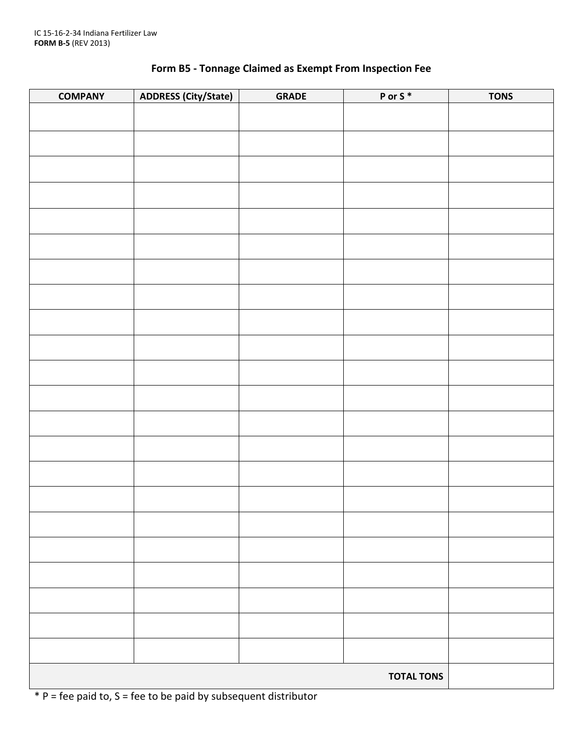IC 15-16-2-34 Indiana Fertilizer Law
**FORM B-5** (REV 2013)

## Form B5 - Tonnage Claimed as Exempt From Inspection Fee

| COMPANY | ADDRESS (City/State) | GRADE | P or S * | TONS |
|---|---|---|---|---|
| | | | | |
| | | | | |
| | | | | |
| | | | | |
| | | | | |
| | | | | |
| | | | | |
| | | | | |
| | | | | |
| | | | | |
| | | | | |
| | | | | |
| | | | | |
| | | | | |
| | | | | |
| | | | | |
| | | | | |
| | | | | |
| | | | | |
| | | | | |
| | | | | |
| | | | | |
| | | | **TOTAL TONS** | |

* P = fee paid to, S = fee to be paid by subsequent distributor